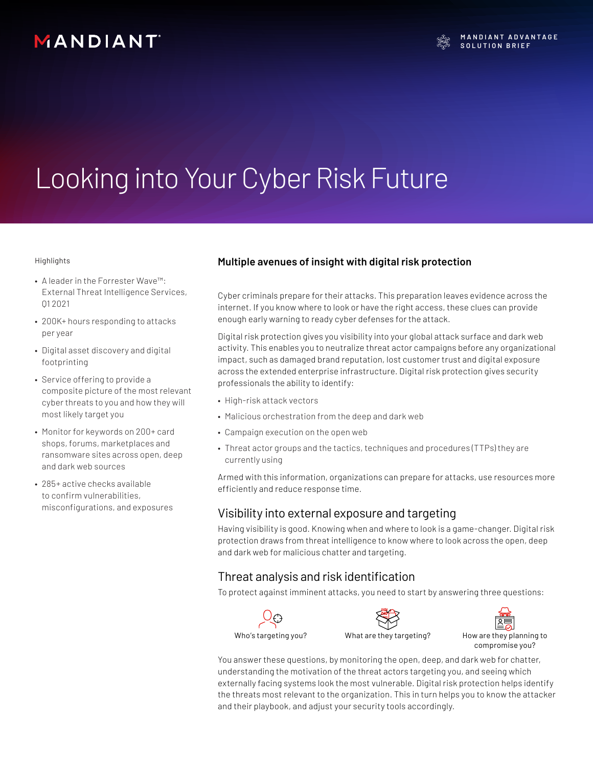MANDIANT

MANDIANT ADVANTAGE
SOLUTION BRIEF

# Looking into Your Cyber Risk Future

Highlights

- A leader in the Forrester Wave™: External Threat Intelligence Services, Q1 2021
- 200K+ hours responding to attacks per year
- Digital asset discovery and digital footprinting
- Service offering to provide a composite picture of the most relevant cyber threats to you and how they will most likely target you
- Monitor for keywords on 200+ card shops, forums, marketplaces and ransomware sites across open, deep and dark web sources
- 285+ active checks available to confirm vulnerabilities, misconfigurations, and exposures

## Multiple avenues of insight with digital risk protection

Cyber criminals prepare for their attacks. This preparation leaves evidence across the internet. If you know where to look or have the right access, these clues can provide enough early warning to ready cyber defenses for the attack.

Digital risk protection gives you visibility into your global attack surface and dark web activity. This enables you to neutralize threat actor campaigns before any organizational impact, such as damaged brand reputation, lost customer trust and digital exposure across the extended enterprise infrastructure. Digital risk protection gives security professionals the ability to identify:

- High-risk attack vectors
- Malicious orchestration from the deep and dark web
- Campaign execution on the open web
- Threat actor groups and the tactics, techniques and procedures (TTPs) they are currently using

Armed with this information, organizations can prepare for attacks, use resources more efficiently and reduce response time.

## Visibility into external exposure and targeting

Having visibility is good. Knowing when and where to look is a game-changer. Digital risk protection draws from threat intelligence to know where to look across the open, deep and dark web for malicious chatter and targeting.

## Threat analysis and risk identification

To protect against imminent attacks, you need to start by answering three questions:

Who's targeting you?

What are they targeting?

How are they planning to compromise you?

You answer these questions, by monitoring the open, deep, and dark web for chatter, understanding the motivation of the threat actors targeting you, and seeing which externally facing systems look the most vulnerable. Digital risk protection helps identify the threats most relevant to the organization. This in turn helps you to know the attacker and their playbook, and adjust your security tools accordingly.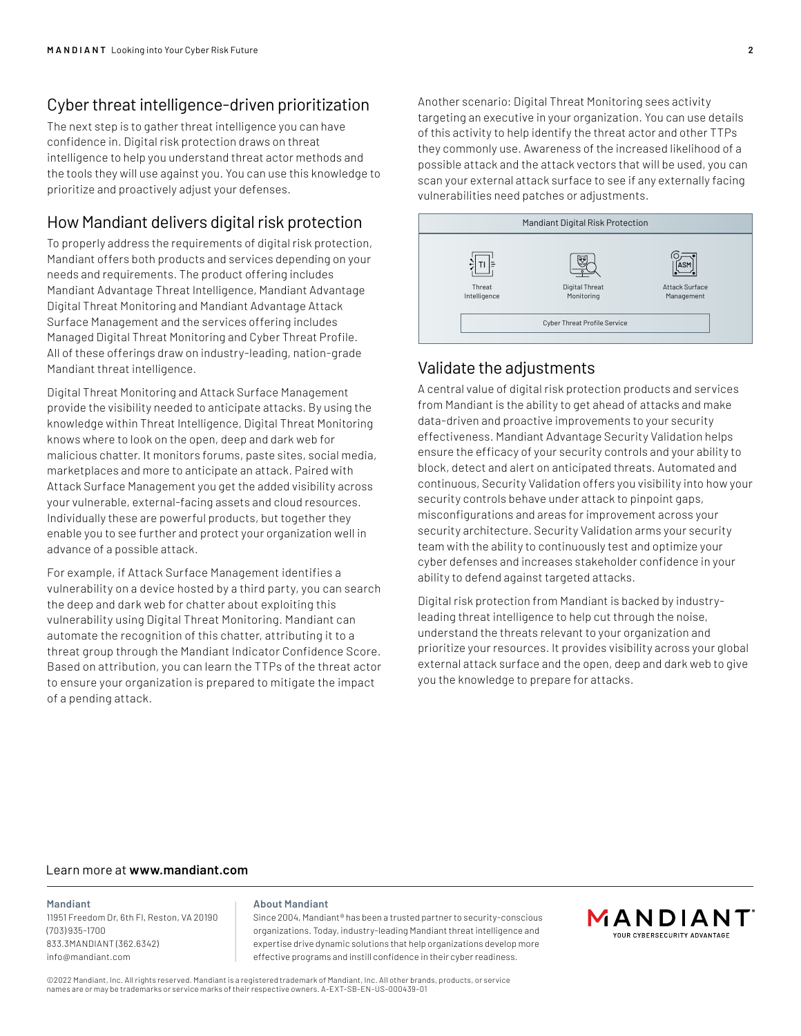## Cyber threat intelligence-driven prioritization

The next step is to gather threat intelligence you can have confidence in. Digital risk protection draws on threat intelligence to help you understand threat actor methods and the tools they will use against you. You can use this knowledge to prioritize and proactively adjust your defenses.

## How Mandiant delivers digital risk protection

To properly address the requirements of digital risk protection, Mandiant offers both products and services depending on your needs and requirements. The product offering includes Mandiant Advantage Threat Intelligence, Mandiant Advantage Digital Threat Monitoring and Mandiant Advantage Attack Surface Management and the services offering includes Managed Digital Threat Monitoring and Cyber Threat Profile. All of these offerings draw on industry-leading, nation-grade Mandiant threat intelligence.

Digital Threat Monitoring and Attack Surface Management provide the visibility needed to anticipate attacks. By using the knowledge within Threat Intelligence, Digital Threat Monitoring knows where to look on the open, deep and dark web for malicious chatter. It monitors forums, paste sites, social media, marketplaces and more to anticipate an attack. Paired with Attack Surface Management you get the added visibility across your vulnerable, external-facing assets and cloud resources. Individually these are powerful products, but together they enable you to see further and protect your organization well in advance of a possible attack.

For example, if Attack Surface Management identifies a vulnerability on a device hosted by a third party, you can search the deep and dark web for chatter about exploiting this vulnerability using Digital Threat Monitoring. Mandiant can automate the recognition of this chatter, attributing it to a threat group through the Mandiant Indicator Confidence Score. Based on attribution, you can learn the TTPs of the threat actor to ensure your organization is prepared to mitigate the impact of a pending attack.

Another scenario: Digital Threat Monitoring sees activity targeting an executive in your organization. You can use details of this activity to help identify the threat actor and other TTPs they commonly use. Awareness of the increased likelihood of a possible attack and the attack vectors that will be used, you can scan your external attack surface to see if any externally facing vulnerabilities need patches or adjustments.

Mandiant Digital Risk Protection

TI

Threat Intelligence

Digital Threat Monitoring

ASM

Attack Surface Management

Cyber Threat Profile Service

## Validate the adjustments

A central value of digital risk protection products and services from Mandiant is the ability to get ahead of attacks and make data-driven and proactive improvements to your security effectiveness. Mandiant Advantage Security Validation helps ensure the efficacy of your security controls and your ability to block, detect and alert on anticipated threats. Automated and continuous, Security Validation offers you visibility into how your security controls behave under attack to pinpoint gaps, misconfigurations and areas for improvement across your security architecture. Security Validation arms your security team with the ability to continuously test and optimize your cyber defenses and increases stakeholder confidence in your ability to defend against targeted attacks.

Digital risk protection from Mandiant is backed by industry-leading threat intelligence to help cut through the noise, understand the threats relevant to your organization and prioritize your resources. It provides visibility across your global external attack surface and the open, deep and dark web to give you the knowledge to prepare for attacks.

Learn more at **www.mandiant.com**

**Mandiant**
11951 Freedom Dr, 6th Fl, Reston, VA 20190
(703) 935-1700
833.3MANDIANT (362.6342)
info@mandiant.com

**About Mandiant**
Since 2004, Mandiant® has been a trusted partner to security-conscious organizations. Today, industry-leading Mandiant threat intelligence and expertise drive dynamic solutions that help organizations develop more effective programs and instill confidence in their cyber readiness.

MANDIANT®
YOUR CYBERSECURITY ADVANTAGE

©2022 Mandiant, Inc. All rights reserved. Mandiant is a registered trademark of Mandiant, Inc. All other brands, products, or service names are or may be trademarks or service marks of their respective owners. A-EXT-SB-EN-US-000439-01